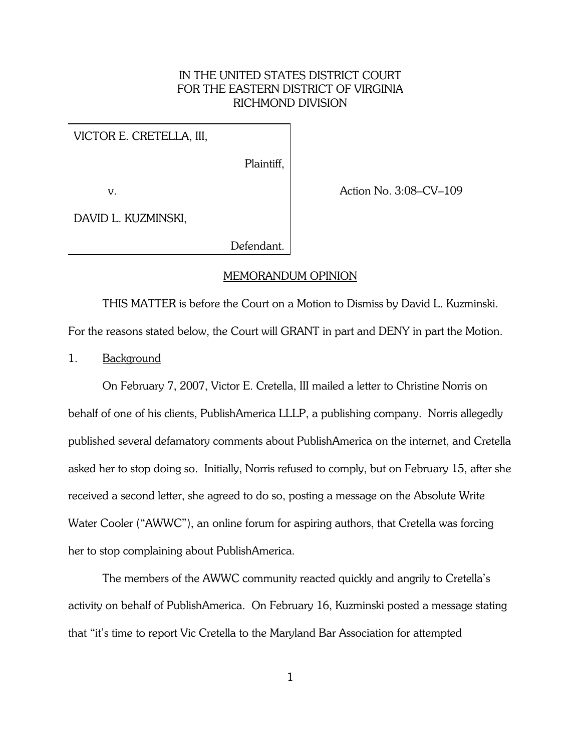IN THE UNITED STATES DISTRICT COURT
FOR THE EASTERN DISTRICT OF VIRGINIA
RICHMOND DIVISION

| | |
|---|---|
| VICTOR E. CRETELLA, III, Plaintiff, v. DAVID L. KUZMINSKI, Defendant. | Action No. 3:08–CV–109 |

MEMORANDUM OPINION

THIS MATTER is before the Court on a Motion to Dismiss by David L. Kuzminski. For the reasons stated below, the Court will GRANT in part and DENY in part the Motion.

1. Background

On February 7, 2007, Victor E. Cretella, III mailed a letter to Christine Norris on behalf of one of his clients, PublishAmerica LLLP, a publishing company. Norris allegedly published several defamatory comments about PublishAmerica on the internet, and Cretella asked her to stop doing so. Initially, Norris refused to comply, but on February 15, after she received a second letter, she agreed to do so, posting a message on the Absolute Write Water Cooler ("AWWC"), an online forum for aspiring authors, that Cretella was forcing her to stop complaining about PublishAmerica.

The members of the AWWC community reacted quickly and angrily to Cretella's activity on behalf of PublishAmerica. On February 16, Kuzminski posted a message stating that "it's time to report Vic Cretella to the Maryland Bar Association for attempted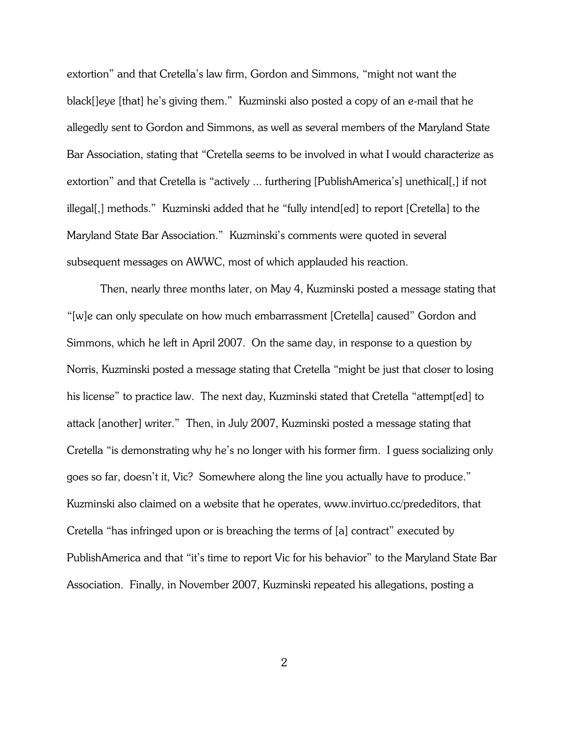extortion" and that Cretella's law firm, Gordon and Simmons, "might not want the black[]eye [that] he's giving them." Kuzminski also posted a copy of an e-mail that he allegedly sent to Gordon and Simmons, as well as several members of the Maryland State Bar Association, stating that "Cretella seems to be involved in what I would characterize as extortion" and that Cretella is "actively ... furthering [PublishAmerica's] unethical[,] if not illegal[,] methods." Kuzminski added that he "fully intend[ed] to report [Cretella] to the Maryland State Bar Association." Kuzminski's comments were quoted in several subsequent messages on AWWC, most of which applauded his reaction.

Then, nearly three months later, on May 4, Kuzminski posted a message stating that "[w]e can only speculate on how much embarrassment [Cretella] caused" Gordon and Simmons, which he left in April 2007. On the same day, in response to a question by Norris, Kuzminski posted a message stating that Cretella "might be just that closer to losing his license" to practice law. The next day, Kuzminski stated that Cretella "attempt[ed] to attack [another] writer." Then, in July 2007, Kuzminski posted a message stating that Cretella "is demonstrating why he's no longer with his former firm. I guess socializing only goes so far, doesn't it, Vic? Somewhere along the line you actually have to produce." Kuzminski also claimed on a website that he operates, www.invirtuo.cc/prededitors, that Cretella "has infringed upon or is breaching the terms of [a] contract" executed by PublishAmerica and that "it's time to report Vic for his behavior" to the Maryland State Bar Association. Finally, in November 2007, Kuzminski repeated his allegations, posting a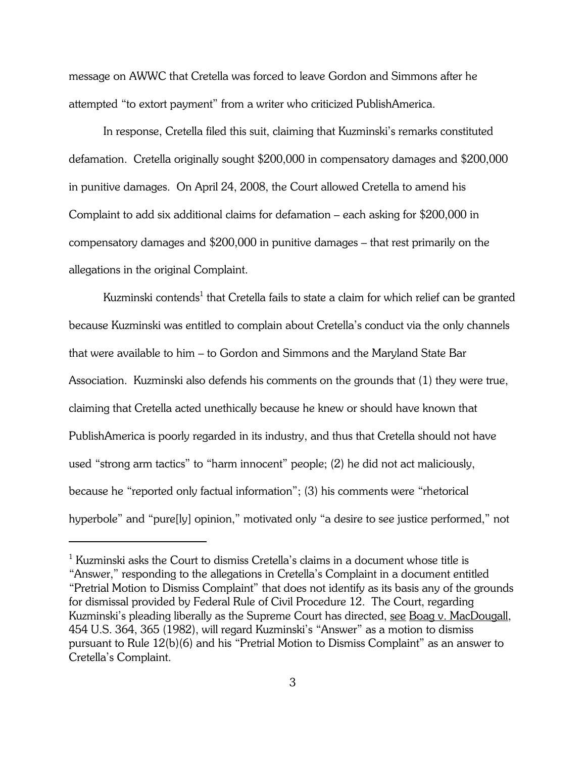message on AWWC that Cretella was forced to leave Gordon and Simmons after he attempted "to extort payment" from a writer who criticized PublishAmerica.

In response, Cretella filed this suit, claiming that Kuzminski's remarks constituted defamation. Cretella originally sought $200,000 in compensatory damages and $200,000 in punitive damages. On April 24, 2008, the Court allowed Cretella to amend his Complaint to add six additional claims for defamation – each asking for $200,000 in compensatory damages and $200,000 in punitive damages – that rest primarily on the allegations in the original Complaint.

Kuzminski contends[1] that Cretella fails to state a claim for which relief can be granted because Kuzminski was entitled to complain about Cretella's conduct via the only channels that were available to him – to Gordon and Simmons and the Maryland State Bar Association. Kuzminski also defends his comments on the grounds that (1) they were true, claiming that Cretella acted unethically because he knew or should have known that PublishAmerica is poorly regarded in its industry, and thus that Cretella should not have used "strong arm tactics" to "harm innocent" people; (2) he did not act maliciously, because he "reported only factual information"; (3) his comments were "rhetorical hyperbole" and "pure[ly] opinion," motivated only "a desire to see justice performed," not

---

[1] Kuzminski asks the Court to dismiss Cretella's claims in a document whose title is "Answer," responding to the allegations in Cretella's Complaint in a document entitled "Pretrial Motion to Dismiss Complaint" that does not identify as its basis any of the grounds for dismissal provided by Federal Rule of Civil Procedure 12. The Court, regarding Kuzminski's pleading liberally as the Supreme Court has directed, see Boag v. MacDougall, 454 U.S. 364, 365 (1982), will regard Kuzminski's "Answer" as a motion to dismiss pursuant to Rule 12(b)(6) and his "Pretrial Motion to Dismiss Complaint" as an answer to Cretella's Complaint.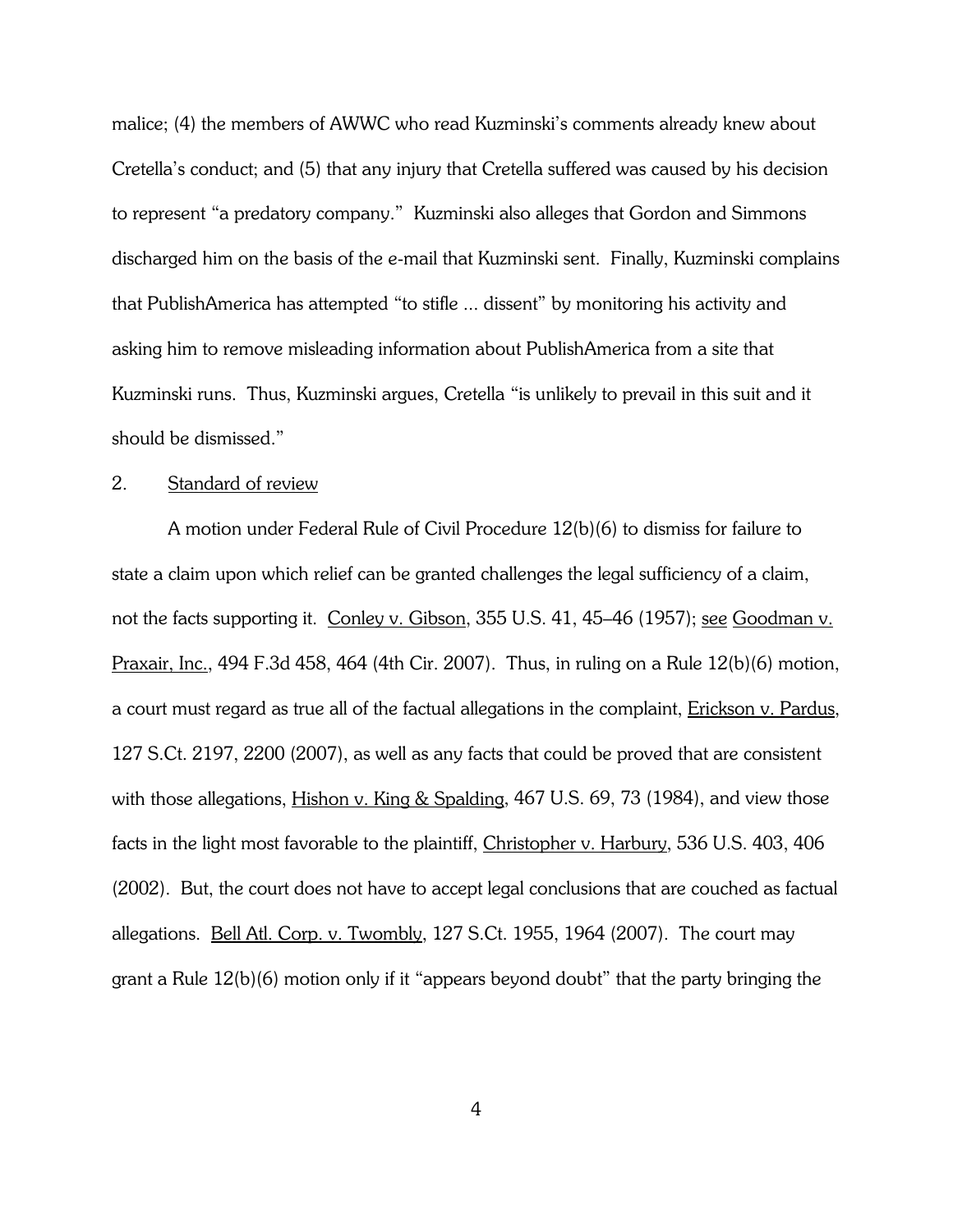malice; (4) the members of AWWC who read Kuzminski's comments already knew about Cretella's conduct; and (5) that any injury that Cretella suffered was caused by his decision to represent "a predatory company." Kuzminski also alleges that Gordon and Simmons discharged him on the basis of the e-mail that Kuzminski sent. Finally, Kuzminski complains that PublishAmerica has attempted "to stifle ... dissent" by monitoring his activity and asking him to remove misleading information about PublishAmerica from a site that Kuzminski runs. Thus, Kuzminski argues, Cretella "is unlikely to prevail in this suit and it should be dismissed."

2. Standard of review

A motion under Federal Rule of Civil Procedure 12(b)(6) to dismiss for failure to state a claim upon which relief can be granted challenges the legal sufficiency of a claim, not the facts supporting it. Conley v. Gibson, 355 U.S. 41, 45–46 (1957); *see* Goodman v. Praxair, Inc., 494 F.3d 458, 464 (4th Cir. 2007). Thus, in ruling on a Rule 12(b)(6) motion, a court must regard as true all of the factual allegations in the complaint, Erickson v. Pardus, 127 S.Ct. 2197, 2200 (2007), as well as any facts that could be proved that are consistent with those allegations, Hishon v. King & Spalding, 467 U.S. 69, 73 (1984), and view those facts in the light most favorable to the plaintiff, Christopher v. Harbury, 536 U.S. 403, 406 (2002). But, the court does not have to accept legal conclusions that are couched as factual allegations. Bell Atl. Corp. v. Twombly, 127 S.Ct. 1955, 1964 (2007). The court may grant a Rule 12(b)(6) motion only if it "appears beyond doubt" that the party bringing the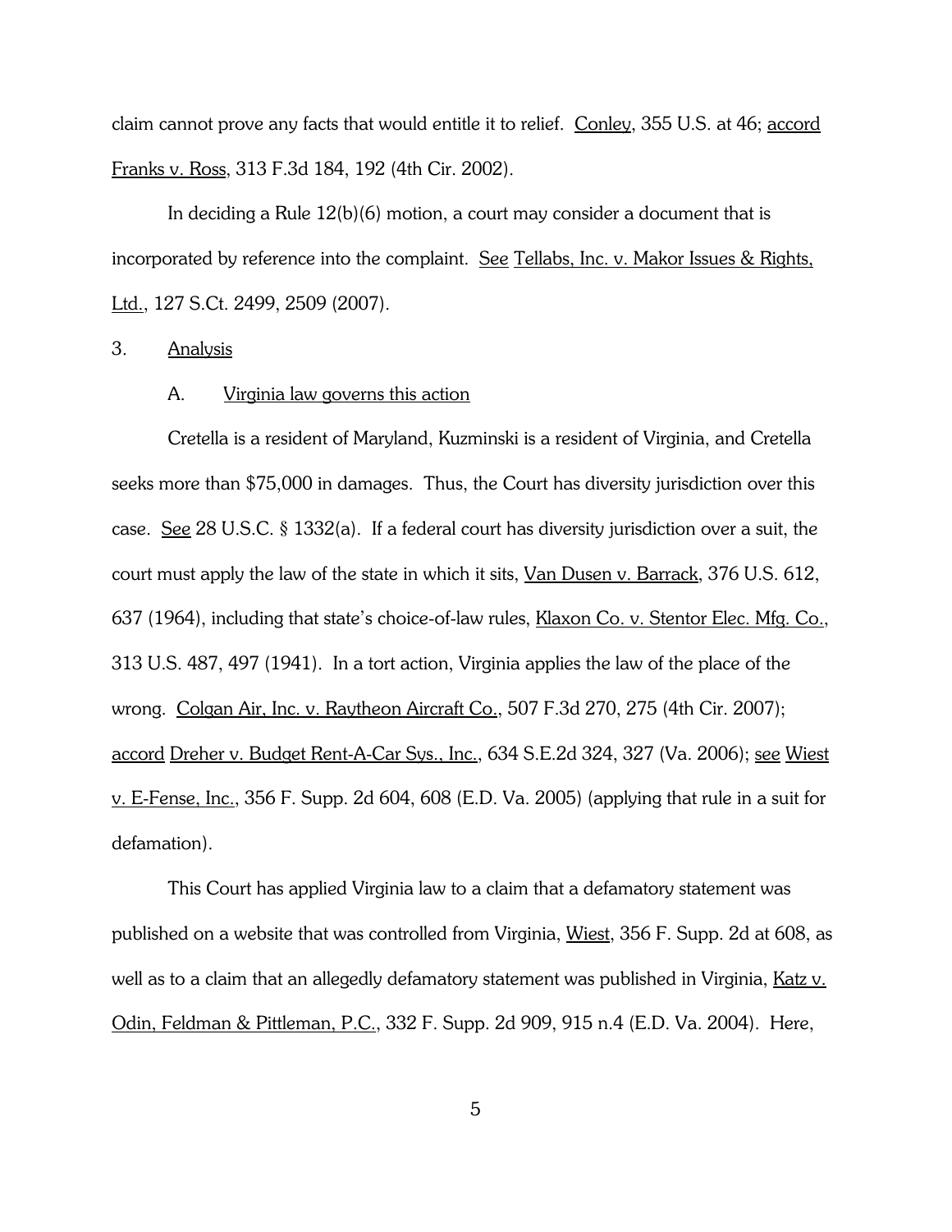claim cannot prove any facts that would entitle it to relief. Conley, 355 U.S. at 46; accord Franks v. Ross, 313 F.3d 184, 192 (4th Cir. 2002).

In deciding a Rule 12(b)(6) motion, a court may consider a document that is incorporated by reference into the complaint. See Tellabs, Inc. v. Makor Issues & Rights, Ltd., 127 S.Ct. 2499, 2509 (2007).

3. Analysis

A. Virginia law governs this action

Cretella is a resident of Maryland, Kuzminski is a resident of Virginia, and Cretella seeks more than $75,000 in damages. Thus, the Court has diversity jurisdiction over this case. See 28 U.S.C. § 1332(a). If a federal court has diversity jurisdiction over a suit, the court must apply the law of the state in which it sits, Van Dusen v. Barrack, 376 U.S. 612, 637 (1964), including that state's choice-of-law rules, Klaxon Co. v. Stentor Elec. Mfg. Co., 313 U.S. 487, 497 (1941). In a tort action, Virginia applies the law of the place of the wrong. Colgan Air, Inc. v. Raytheon Aircraft Co., 507 F.3d 270, 275 (4th Cir. 2007); accord Dreher v. Budget Rent-A-Car Sys., Inc., 634 S.E.2d 324, 327 (Va. 2006); see Wiest v. E-Fense, Inc., 356 F. Supp. 2d 604, 608 (E.D. Va. 2005) (applying that rule in a suit for defamation).

This Court has applied Virginia law to a claim that a defamatory statement was published on a website that was controlled from Virginia, Wiest, 356 F. Supp. 2d at 608, as well as to a claim that an allegedly defamatory statement was published in Virginia, Katz v. Odin, Feldman & Pittleman, P.C., 332 F. Supp. 2d 909, 915 n.4 (E.D. Va. 2004). Here,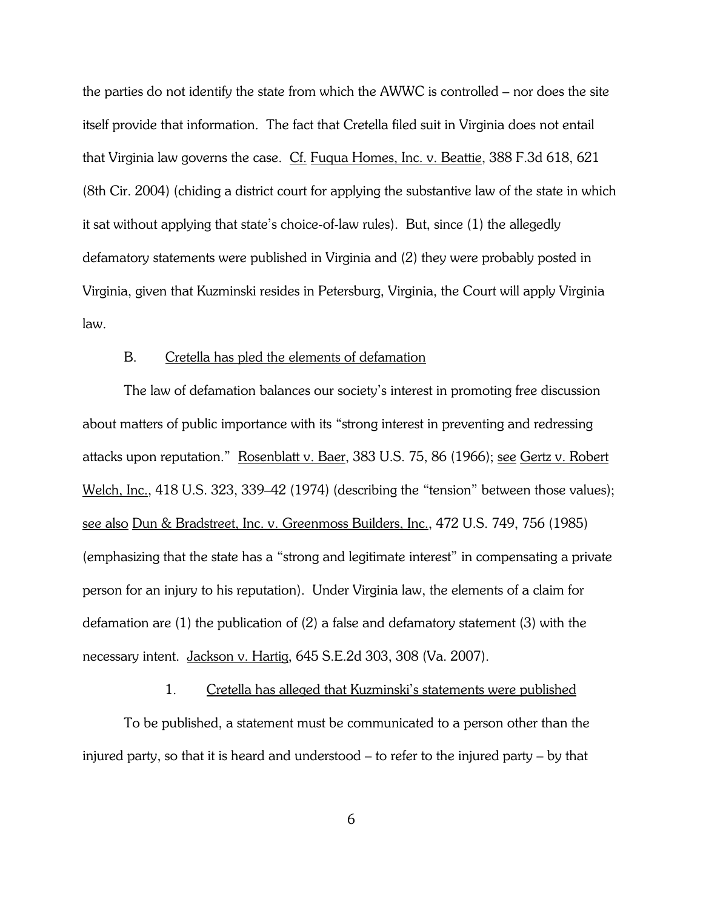the parties do not identify the state from which the AWWC is controlled – nor does the site itself provide that information. The fact that Cretella filed suit in Virginia does not entail that Virginia law governs the case. Cf. Fuqua Homes, Inc. v. Beattie, 388 F.3d 618, 621 (8th Cir. 2004) (chiding a district court for applying the substantive law of the state in which it sat without applying that state's choice-of-law rules). But, since (1) the allegedly defamatory statements were published in Virginia and (2) they were probably posted in Virginia, given that Kuzminski resides in Petersburg, Virginia, the Court will apply Virginia law.

### B. Cretella has pled the elements of defamation

The law of defamation balances our society's interest in promoting free discussion about matters of public importance with its "strong interest in preventing and redressing attacks upon reputation." Rosenblatt v. Baer, 383 U.S. 75, 86 (1966); see Gertz v. Robert Welch, Inc., 418 U.S. 323, 339–42 (1974) (describing the "tension" between those values); see also Dun & Bradstreet, Inc. v. Greenmoss Builders, Inc., 472 U.S. 749, 756 (1985) (emphasizing that the state has a "strong and legitimate interest" in compensating a private person for an injury to his reputation). Under Virginia law, the elements of a claim for defamation are (1) the publication of (2) a false and defamatory statement (3) with the necessary intent. Jackson v. Hartig, 645 S.E.2d 303, 308 (Va. 2007).

#### 1. Cretella has alleged that Kuzminski's statements were published

To be published, a statement must be communicated to a person other than the injured party, so that it is heard and understood – to refer to the injured party – by that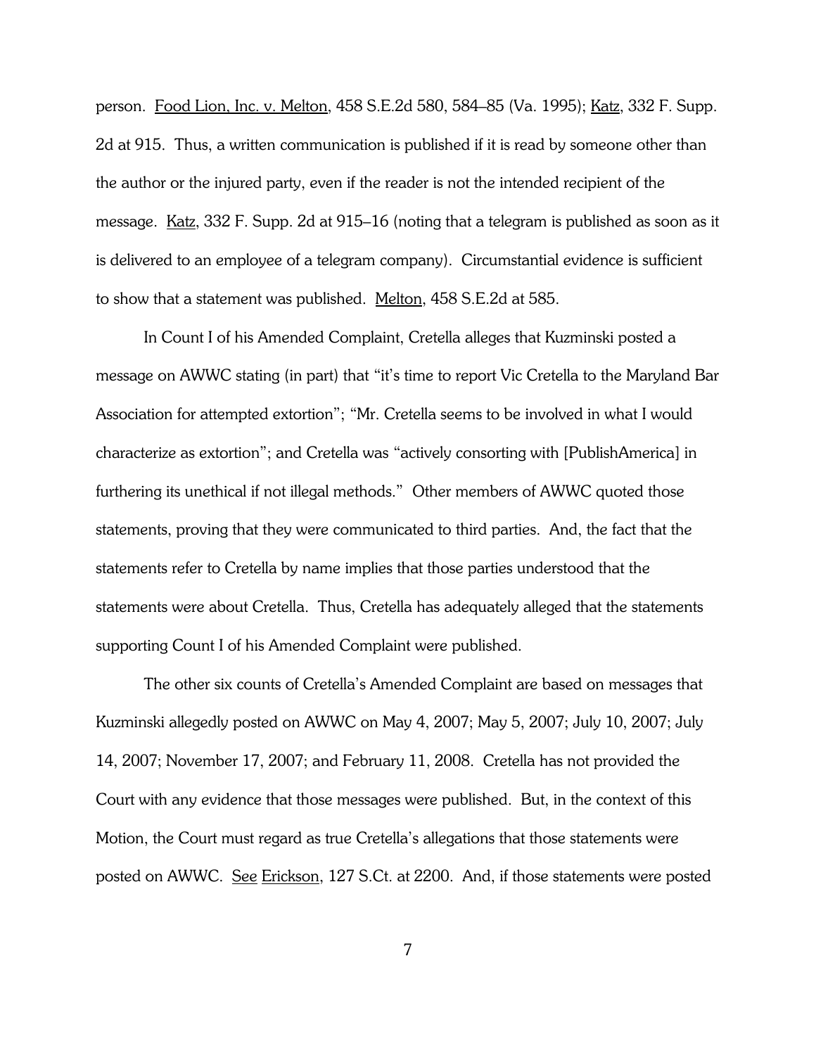person. Food Lion, Inc. v. Melton, 458 S.E.2d 580, 584–85 (Va. 1995); Katz, 332 F. Supp. 2d at 915. Thus, a written communication is published if it is read by someone other than the author or the injured party, even if the reader is not the intended recipient of the message. Katz, 332 F. Supp. 2d at 915–16 (noting that a telegram is published as soon as it is delivered to an employee of a telegram company). Circumstantial evidence is sufficient to show that a statement was published. Melton, 458 S.E.2d at 585.

In Count I of his Amended Complaint, Cretella alleges that Kuzminski posted a message on AWWC stating (in part) that "it's time to report Vic Cretella to the Maryland Bar Association for attempted extortion"; "Mr. Cretella seems to be involved in what I would characterize as extortion"; and Cretella was "actively consorting with [PublishAmerica] in furthering its unethical if not illegal methods." Other members of AWWC quoted those statements, proving that they were communicated to third parties. And, the fact that the statements refer to Cretella by name implies that those parties understood that the statements were about Cretella. Thus, Cretella has adequately alleged that the statements supporting Count I of his Amended Complaint were published.

The other six counts of Cretella's Amended Complaint are based on messages that Kuzminski allegedly posted on AWWC on May 4, 2007; May 5, 2007; July 10, 2007; July 14, 2007; November 17, 2007; and February 11, 2008. Cretella has not provided the Court with any evidence that those messages were published. But, in the context of this Motion, the Court must regard as true Cretella's allegations that those statements were posted on AWWC. See Erickson, 127 S.Ct. at 2200. And, if those statements were posted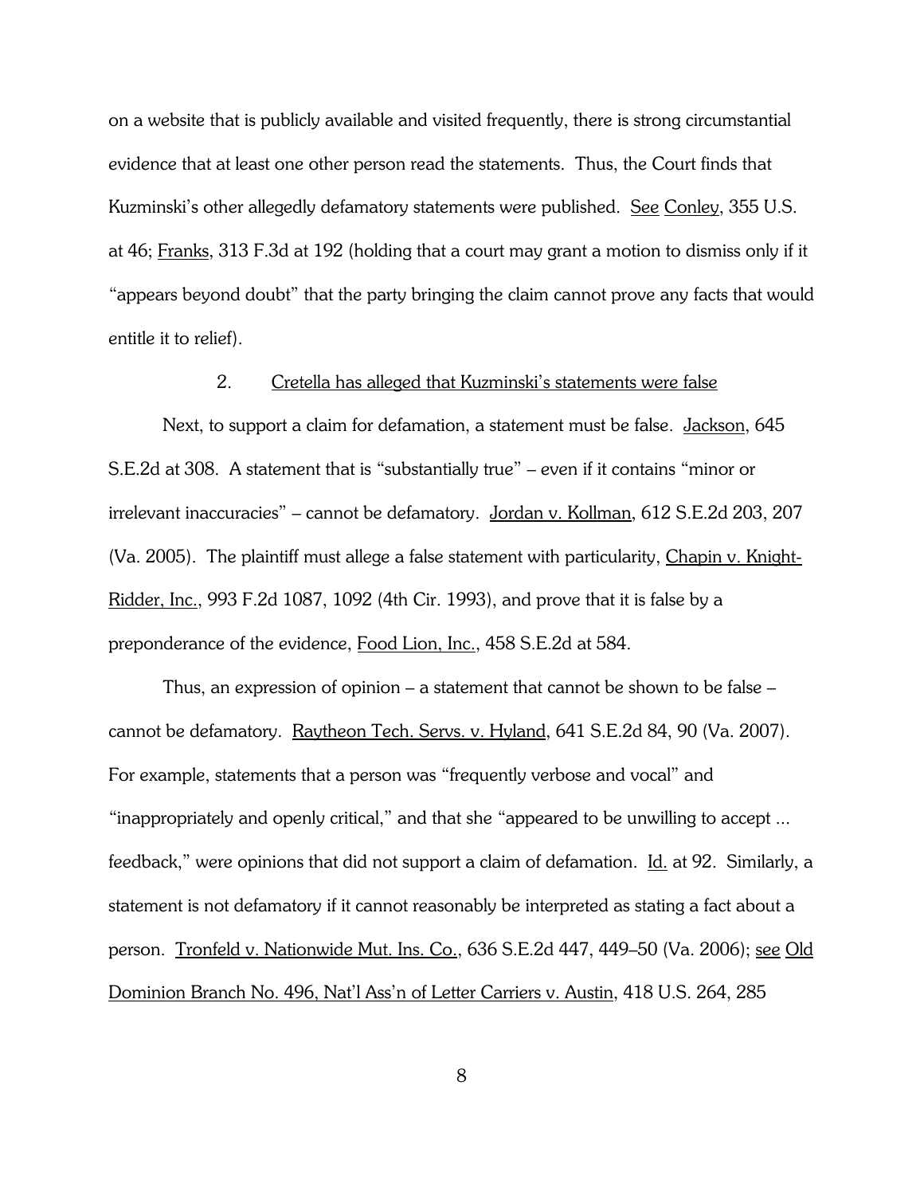on a website that is publicly available and visited frequently, there is strong circumstantial evidence that at least one other person read the statements. Thus, the Court finds that Kuzminski's other allegedly defamatory statements were published. See Conley, 355 U.S. at 46; Franks, 313 F.3d at 192 (holding that a court may grant a motion to dismiss only if it "appears beyond doubt" that the party bringing the claim cannot prove any facts that would entitle it to relief).

2. Cretella has alleged that Kuzminski's statements were false

Next, to support a claim for defamation, a statement must be false. Jackson, 645 S.E.2d at 308. A statement that is "substantially true" – even if it contains "minor or irrelevant inaccuracies" – cannot be defamatory. Jordan v. Kollman, 612 S.E.2d 203, 207 (Va. 2005). The plaintiff must allege a false statement with particularity, Chapin v. Knight-Ridder, Inc., 993 F.2d 1087, 1092 (4th Cir. 1993), and prove that it is false by a preponderance of the evidence, Food Lion, Inc., 458 S.E.2d at 584.

Thus, an expression of opinion – a statement that cannot be shown to be false – cannot be defamatory. Raytheon Tech. Servs. v. Hyland, 641 S.E.2d 84, 90 (Va. 2007). For example, statements that a person was "frequently verbose and vocal" and "inappropriately and openly critical," and that she "appeared to be unwilling to accept ... feedback," were opinions that did not support a claim of defamation. Id. at 92. Similarly, a statement is not defamatory if it cannot reasonably be interpreted as stating a fact about a person. Tronfeld v. Nationwide Mut. Ins. Co., 636 S.E.2d 447, 449–50 (Va. 2006); see Old Dominion Branch No. 496, Nat'l Ass'n of Letter Carriers v. Austin, 418 U.S. 264, 285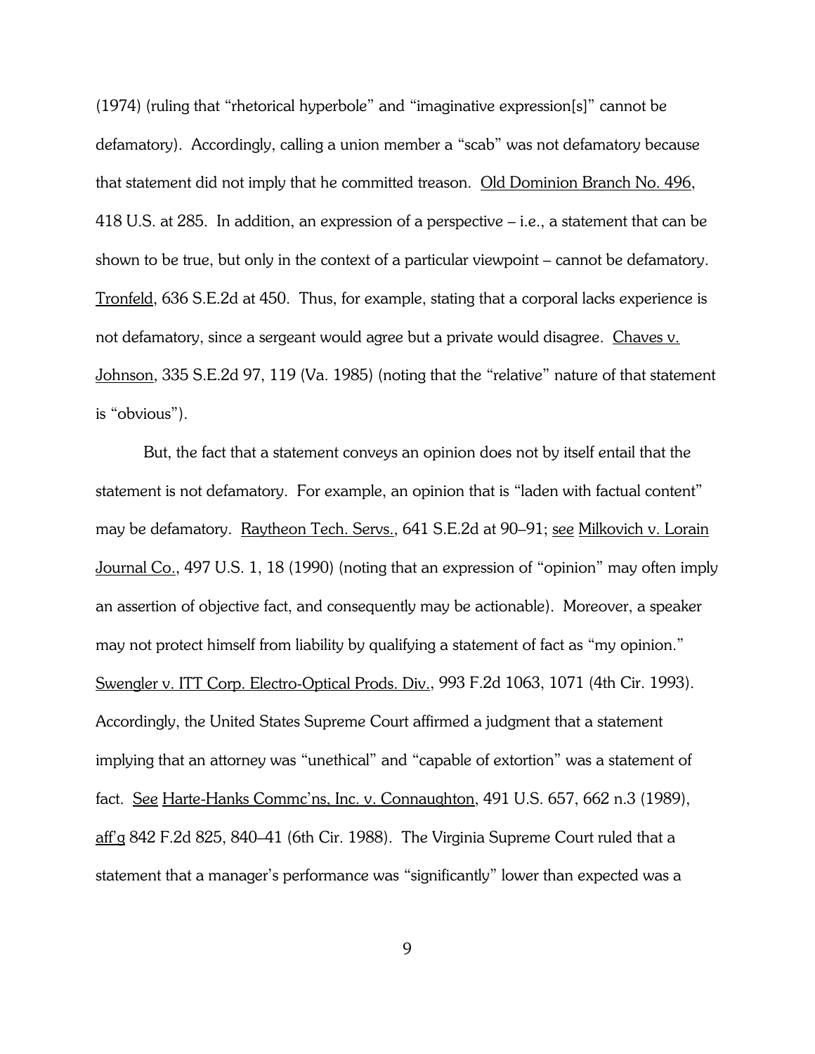(1974) (ruling that "rhetorical hyperbole" and "imaginative expression[s]" cannot be defamatory). Accordingly, calling a union member a "scab" was not defamatory because that statement did not imply that he committed treason. Old Dominion Branch No. 496, 418 U.S. at 285. In addition, an expression of a perspective – i.e., a statement that can be shown to be true, but only in the context of a particular viewpoint – cannot be defamatory. Tronfeld, 636 S.E.2d at 450. Thus, for example, stating that a corporal lacks experience is not defamatory, since a sergeant would agree but a private would disagree. Chaves v. Johnson, 335 S.E.2d 97, 119 (Va. 1985) (noting that the "relative" nature of that statement is "obvious").

But, the fact that a statement conveys an opinion does not by itself entail that the statement is not defamatory. For example, an opinion that is "laden with factual content" may be defamatory. Raytheon Tech. Servs., 641 S.E.2d at 90–91; see Milkovich v. Lorain Journal Co., 497 U.S. 1, 18 (1990) (noting that an expression of "opinion" may often imply an assertion of objective fact, and consequently may be actionable). Moreover, a speaker may not protect himself from liability by qualifying a statement of fact as "my opinion." Swengler v. ITT Corp. Electro-Optical Prods. Div., 993 F.2d 1063, 1071 (4th Cir. 1993). Accordingly, the United States Supreme Court affirmed a judgment that a statement implying that an attorney was "unethical" and "capable of extortion" was a statement of fact. See Harte-Hanks Commc'ns, Inc. v. Connaughton, 491 U.S. 657, 662 n.3 (1989), aff'g 842 F.2d 825, 840–41 (6th Cir. 1988). The Virginia Supreme Court ruled that a statement that a manager's performance was "significantly" lower than expected was a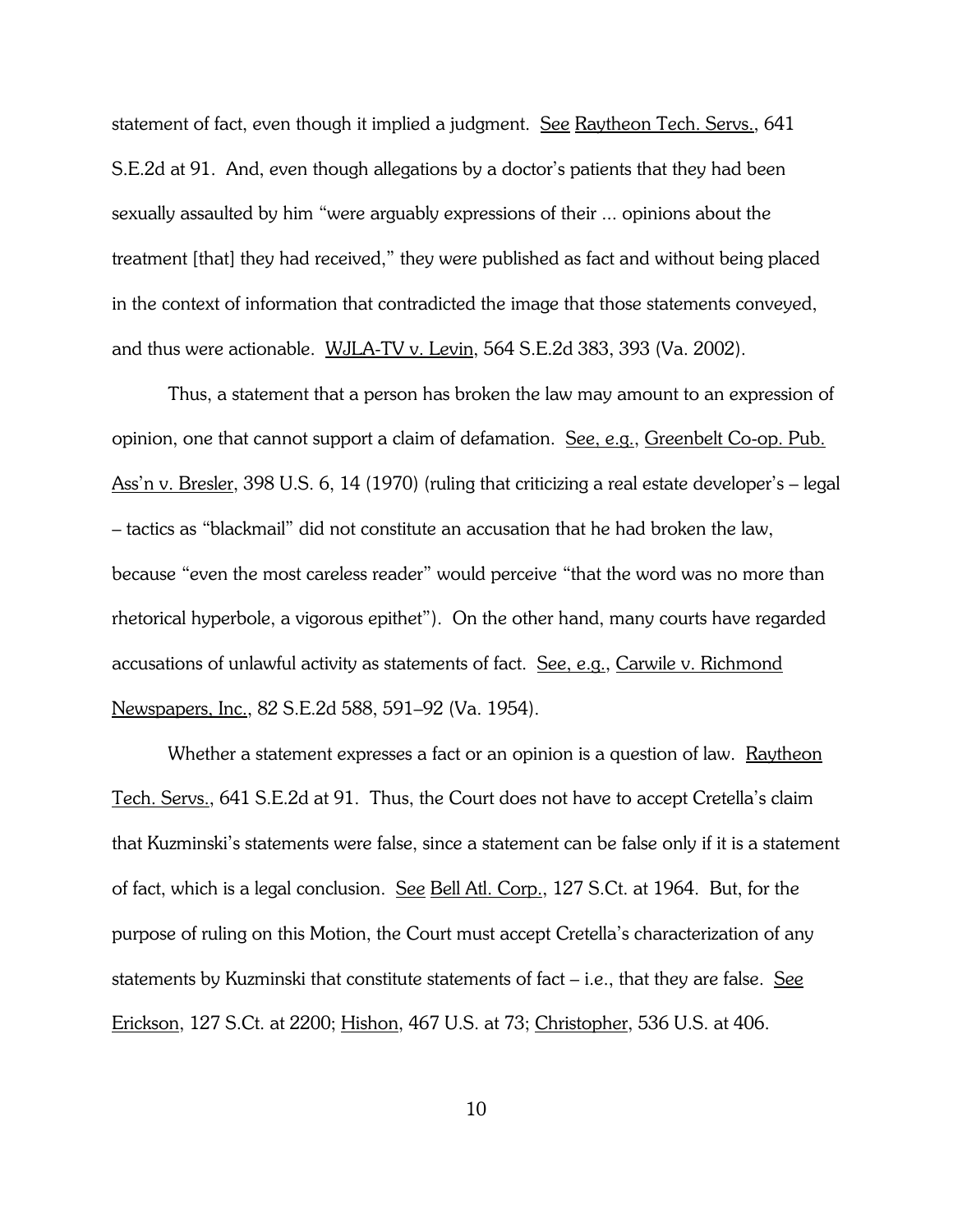statement of fact, even though it implied a judgment. See Raytheon Tech. Servs., 641 S.E.2d at 91. And, even though allegations by a doctor's patients that they had been sexually assaulted by him "were arguably expressions of their ... opinions about the treatment [that] they had received," they were published as fact and without being placed in the context of information that contradicted the image that those statements conveyed, and thus were actionable. WJLA-TV v. Levin, 564 S.E.2d 383, 393 (Va. 2002).

Thus, a statement that a person has broken the law may amount to an expression of opinion, one that cannot support a claim of defamation. See, e.g., Greenbelt Co-op. Pub. Ass'n v. Bresler, 398 U.S. 6, 14 (1970) (ruling that criticizing a real estate developer's – legal – tactics as "blackmail" did not constitute an accusation that he had broken the law, because "even the most careless reader" would perceive "that the word was no more than rhetorical hyperbole, a vigorous epithet"). On the other hand, many courts have regarded accusations of unlawful activity as statements of fact. See, e.g., Carwile v. Richmond Newspapers, Inc., 82 S.E.2d 588, 591–92 (Va. 1954).

Whether a statement expresses a fact or an opinion is a question of law. Raytheon Tech. Servs., 641 S.E.2d at 91. Thus, the Court does not have to accept Cretella's claim that Kuzminski's statements were false, since a statement can be false only if it is a statement of fact, which is a legal conclusion. See Bell Atl. Corp., 127 S.Ct. at 1964. But, for the purpose of ruling on this Motion, the Court must accept Cretella's characterization of any statements by Kuzminski that constitute statements of fact – i.e., that they are false. See Erickson, 127 S.Ct. at 2200; Hishon, 467 U.S. at 73; Christopher, 536 U.S. at 406.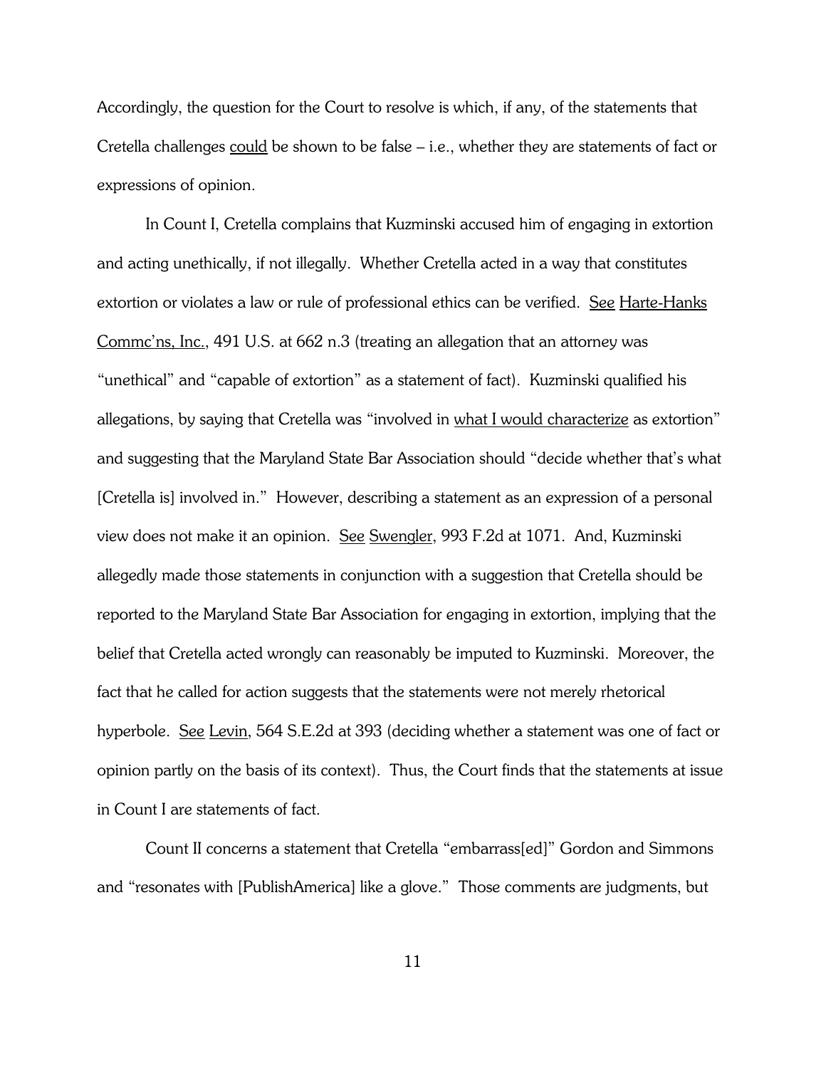Accordingly, the question for the Court to resolve is which, if any, of the statements that Cretella challenges <u>could</u> be shown to be false – i.e., whether they are statements of fact or expressions of opinion.

In Count I, Cretella complains that Kuzminski accused him of engaging in extortion and acting unethically, if not illegally. Whether Cretella acted in a way that constitutes extortion or violates a law or rule of professional ethics can be verified. <u>See</u> <u>Harte-Hanks Commc'ns, Inc.</u>, 491 U.S. at 662 n.3 (treating an allegation that an attorney was "unethical" and "capable of extortion" as a statement of fact). Kuzminski qualified his allegations, by saying that Cretella was "involved in <u>what I would characterize</u> as extortion" and suggesting that the Maryland State Bar Association should "decide whether that's what [Cretella is] involved in." However, describing a statement as an expression of a personal view does not make it an opinion. <u>See</u> <u>Swengler</u>, 993 F.2d at 1071. And, Kuzminski allegedly made those statements in conjunction with a suggestion that Cretella should be reported to the Maryland State Bar Association for engaging in extortion, implying that the belief that Cretella acted wrongly can reasonably be imputed to Kuzminski. Moreover, the fact that he called for action suggests that the statements were not merely rhetorical hyperbole. <u>See</u> <u>Levin</u>, 564 S.E.2d at 393 (deciding whether a statement was one of fact or opinion partly on the basis of its context). Thus, the Court finds that the statements at issue in Count I are statements of fact.

Count II concerns a statement that Cretella "embarrass[ed]" Gordon and Simmons and "resonates with [PublishAmerica] like a glove." Those comments are judgments, but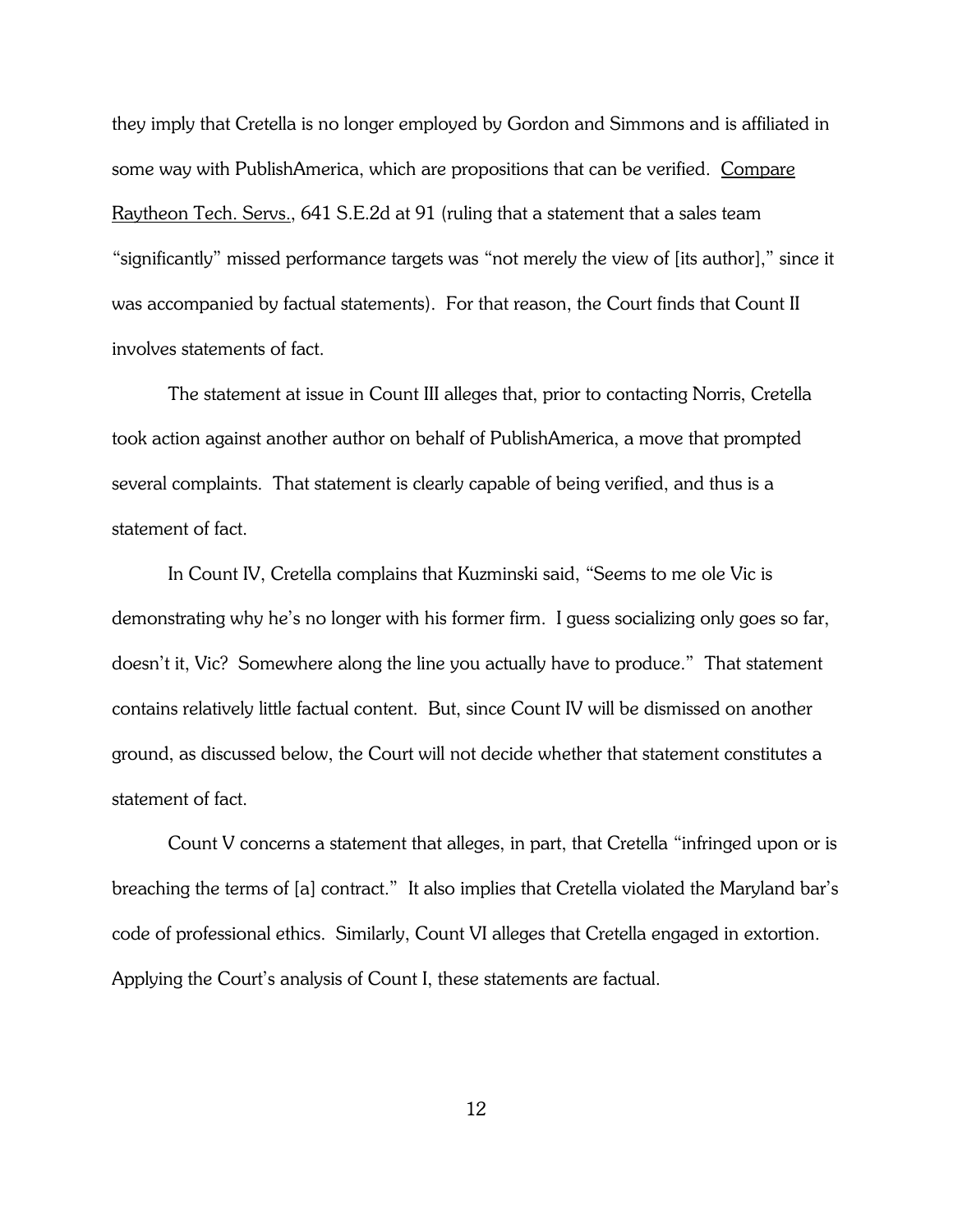they imply that Cretella is no longer employed by Gordon and Simmons and is affiliated in some way with PublishAmerica, which are propositions that can be verified. Compare Raytheon Tech. Servs., 641 S.E.2d at 91 (ruling that a statement that a sales team "significantly" missed performance targets was "not merely the view of [its author]," since it was accompanied by factual statements). For that reason, the Court finds that Count II involves statements of fact.

The statement at issue in Count III alleges that, prior to contacting Norris, Cretella took action against another author on behalf of PublishAmerica, a move that prompted several complaints. That statement is clearly capable of being verified, and thus is a statement of fact.

In Count IV, Cretella complains that Kuzminski said, "Seems to me ole Vic is demonstrating why he's no longer with his former firm. I guess socializing only goes so far, doesn't it, Vic? Somewhere along the line you actually have to produce." That statement contains relatively little factual content. But, since Count IV will be dismissed on another ground, as discussed below, the Court will not decide whether that statement constitutes a statement of fact.

Count V concerns a statement that alleges, in part, that Cretella "infringed upon or is breaching the terms of [a] contract." It also implies that Cretella violated the Maryland bar's code of professional ethics. Similarly, Count VI alleges that Cretella engaged in extortion. Applying the Court's analysis of Count I, these statements are factual.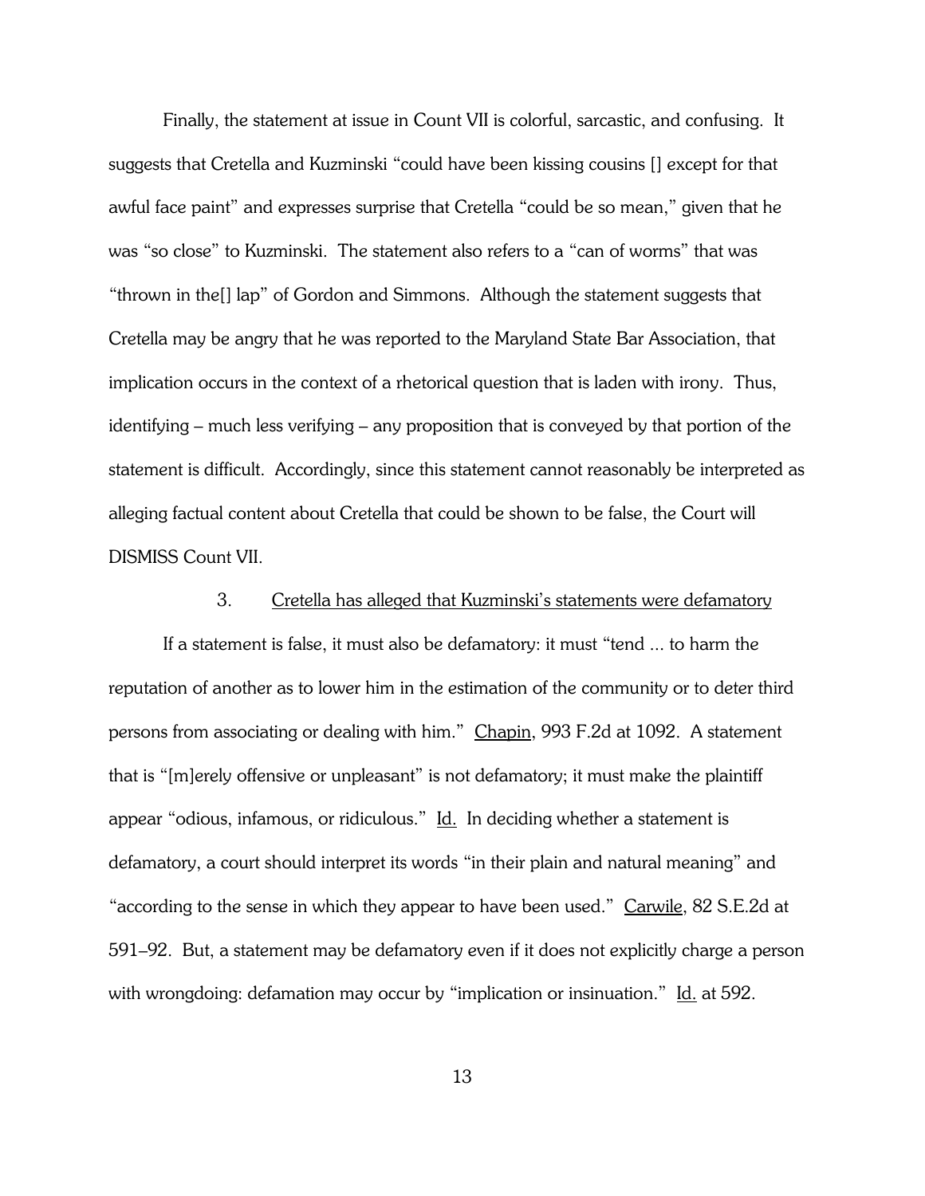Finally, the statement at issue in Count VII is colorful, sarcastic, and confusing. It suggests that Cretella and Kuzminski "could have been kissing cousins [] except for that awful face paint" and expresses surprise that Cretella "could be so mean," given that he was "so close" to Kuzminski. The statement also refers to a "can of worms" that was "thrown in the[] lap" of Gordon and Simmons. Although the statement suggests that Cretella may be angry that he was reported to the Maryland State Bar Association, that implication occurs in the context of a rhetorical question that is laden with irony. Thus, identifying – much less verifying – any proposition that is conveyed by that portion of the statement is difficult. Accordingly, since this statement cannot reasonably be interpreted as alleging factual content about Cretella that could be shown to be false, the Court will DISMISS Count VII.

3. Cretella has alleged that Kuzminski's statements were defamatory

If a statement is false, it must also be defamatory: it must "tend ... to harm the reputation of another as to lower him in the estimation of the community or to deter third persons from associating or dealing with him." Chapin, 993 F.2d at 1092. A statement that is "[m]erely offensive or unpleasant" is not defamatory; it must make the plaintiff appear "odious, infamous, or ridiculous." Id. In deciding whether a statement is defamatory, a court should interpret its words "in their plain and natural meaning" and "according to the sense in which they appear to have been used." Carwile, 82 S.E.2d at 591–92. But, a statement may be defamatory even if it does not explicitly charge a person with wrongdoing: defamation may occur by "implication or insinuation." Id. at 592.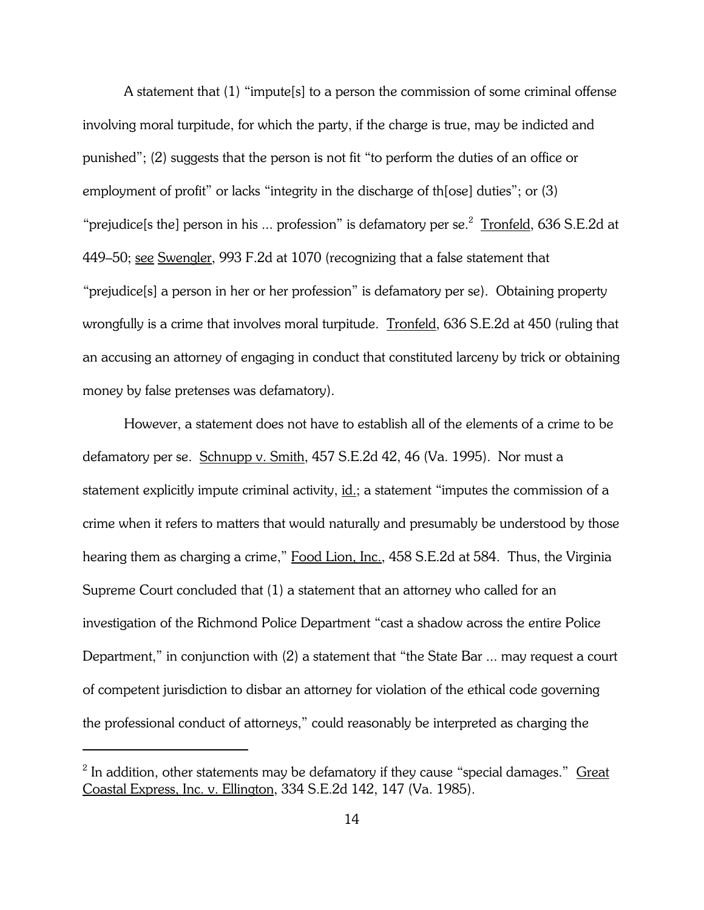A statement that (1) "impute[s] to a person the commission of some criminal offense involving moral turpitude, for which the party, if the charge is true, may be indicted and punished"; (2) suggests that the person is not fit "to perform the duties of an office or employment of profit" or lacks "integrity in the discharge of th[ose] duties"; or (3) "prejudice[s the] person in his ... profession" is defamatory per se.[2] Tronfeld, 636 S.E.2d at 449–50; see Swengler, 993 F.2d at 1070 (recognizing that a false statement that "prejudice[s] a person in her or her profession" is defamatory per se). Obtaining property wrongfully is a crime that involves moral turpitude. Tronfeld, 636 S.E.2d at 450 (ruling that an accusing an attorney of engaging in conduct that constituted larceny by trick or obtaining money by false pretenses was defamatory).

However, a statement does not have to establish all of the elements of a crime to be defamatory per se. Schnupp v. Smith, 457 S.E.2d 42, 46 (Va. 1995). Nor must a statement explicitly impute criminal activity, id.; a statement "imputes the commission of a crime when it refers to matters that would naturally and presumably be understood by those hearing them as charging a crime," Food Lion, Inc., 458 S.E.2d at 584. Thus, the Virginia Supreme Court concluded that (1) a statement that an attorney who called for an investigation of the Richmond Police Department "cast a shadow across the entire Police Department," in conjunction with (2) a statement that "the State Bar ... may request a court of competent jurisdiction to disbar an attorney for violation of the ethical code governing the professional conduct of attorneys," could reasonably be interpreted as charging the

---

[2] In addition, other statements may be defamatory if they cause "special damages." Great Coastal Express, Inc. v. Ellington, 334 S.E.2d 142, 147 (Va. 1985).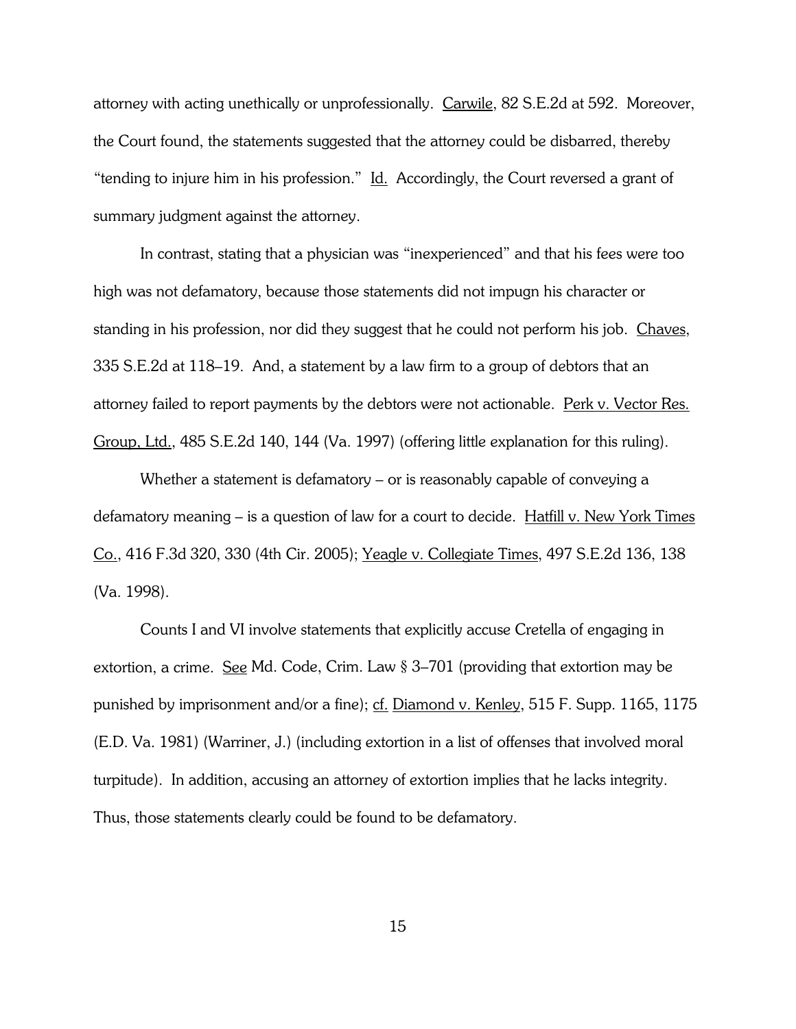attorney with acting unethically or unprofessionally. Carwile, 82 S.E.2d at 592. Moreover, the Court found, the statements suggested that the attorney could be disbarred, thereby "tending to injure him in his profession." Id. Accordingly, the Court reversed a grant of summary judgment against the attorney.

In contrast, stating that a physician was "inexperienced" and that his fees were too high was not defamatory, because those statements did not impugn his character or standing in his profession, nor did they suggest that he could not perform his job. Chaves, 335 S.E.2d at 118–19. And, a statement by a law firm to a group of debtors that an attorney failed to report payments by the debtors were not actionable. Perk v. Vector Res. Group, Ltd., 485 S.E.2d 140, 144 (Va. 1997) (offering little explanation for this ruling).

Whether a statement is defamatory – or is reasonably capable of conveying a defamatory meaning – is a question of law for a court to decide. Hatfill v. New York Times Co., 416 F.3d 320, 330 (4th Cir. 2005); Yeagle v. Collegiate Times, 497 S.E.2d 136, 138 (Va. 1998).

Counts I and VI involve statements that explicitly accuse Cretella of engaging in extortion, a crime. *See* Md. Code, Crim. Law § 3–701 (providing that extortion may be punished by imprisonment and/or a fine); cf. Diamond v. Kenley, 515 F. Supp. 1165, 1175 (E.D. Va. 1981) (Warriner, J.) (including extortion in a list of offenses that involved moral turpitude). In addition, accusing an attorney of extortion implies that he lacks integrity. Thus, those statements clearly could be found to be defamatory.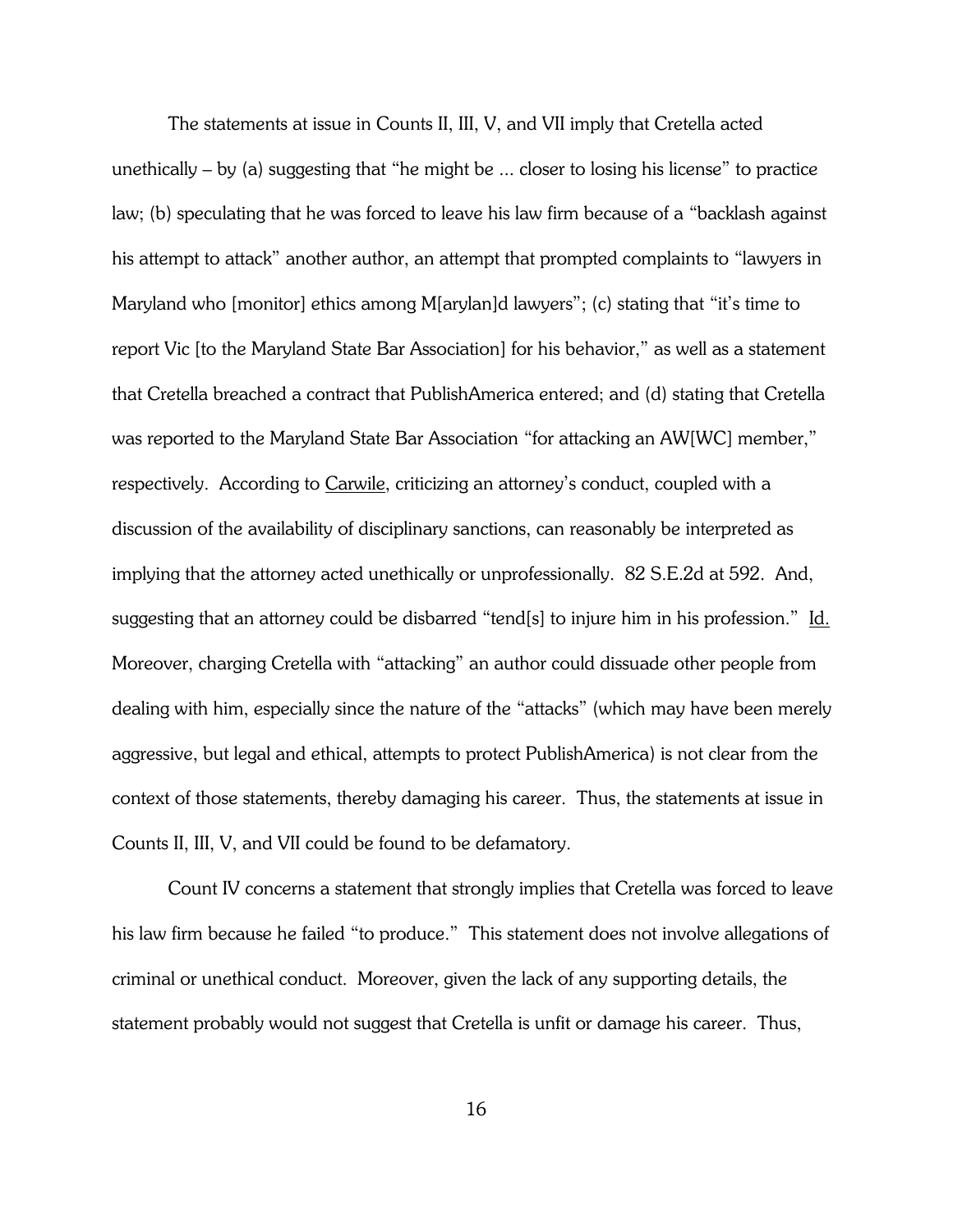The statements at issue in Counts II, III, V, and VII imply that Cretella acted unethically – by (a) suggesting that "he might be ... closer to losing his license" to practice law; (b) speculating that he was forced to leave his law firm because of a "backlash against his attempt to attack" another author, an attempt that prompted complaints to "lawyers in Maryland who [monitor] ethics among M[arylan]d lawyers"; (c) stating that "it's time to report Vic [to the Maryland State Bar Association] for his behavior," as well as a statement that Cretella breached a contract that PublishAmerica entered; and (d) stating that Cretella was reported to the Maryland State Bar Association "for attacking an AW[WC] member," respectively. According to <u>Carwile</u>, criticizing an attorney's conduct, coupled with a discussion of the availability of disciplinary sanctions, can reasonably be interpreted as implying that the attorney acted unethically or unprofessionally. 82 S.E.2d at 592. And, suggesting that an attorney could be disbarred "tend[s] to injure him in his profession." <u>Id.</u> Moreover, charging Cretella with "attacking" an author could dissuade other people from dealing with him, especially since the nature of the "attacks" (which may have been merely aggressive, but legal and ethical, attempts to protect PublishAmerica) is not clear from the context of those statements, thereby damaging his career. Thus, the statements at issue in Counts II, III, V, and VII could be found to be defamatory.

Count IV concerns a statement that strongly implies that Cretella was forced to leave his law firm because he failed "to produce." This statement does not involve allegations of criminal or unethical conduct. Moreover, given the lack of any supporting details, the statement probably would not suggest that Cretella is unfit or damage his career. Thus,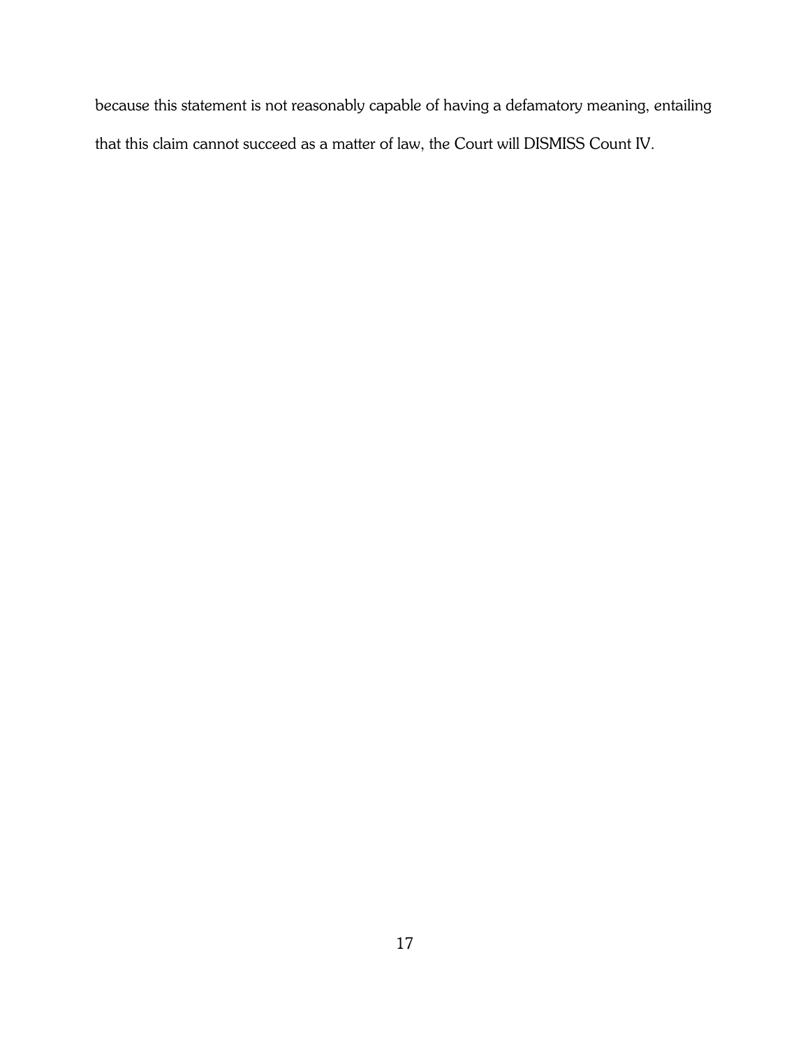because this statement is not reasonably capable of having a defamatory meaning, entailing that this claim cannot succeed as a matter of law, the Court will DISMISS Count IV.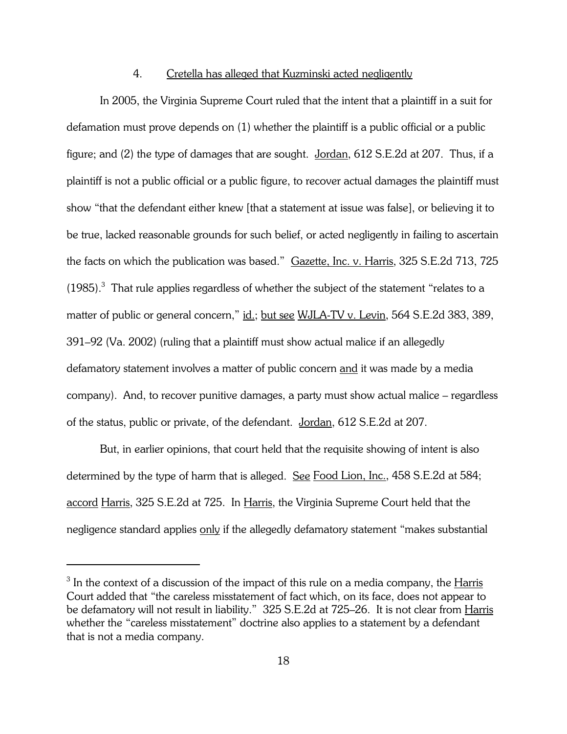4. Cretella has alleged that Kuzminski acted negligently

In 2005, the Virginia Supreme Court ruled that the intent that a plaintiff in a suit for defamation must prove depends on (1) whether the plaintiff is a public official or a public figure; and (2) the type of damages that are sought. Jordan, 612 S.E.2d at 207. Thus, if a plaintiff is not a public official or a public figure, to recover actual damages the plaintiff must show "that the defendant either knew [that a statement at issue was false], or believing it to be true, lacked reasonable grounds for such belief, or acted negligently in failing to ascertain the facts on which the publication was based." Gazette, Inc. v. Harris, 325 S.E.2d 713, 725 (1985).[3] That rule applies regardless of whether the subject of the statement "relates to a matter of public or general concern," id.; but see WJLA-TV v. Levin, 564 S.E.2d 383, 389, 391–92 (Va. 2002) (ruling that a plaintiff must show actual malice if an allegedly defamatory statement involves a matter of public concern and it was made by a media company). And, to recover punitive damages, a party must show actual malice – regardless of the status, public or private, of the defendant. Jordan, 612 S.E.2d at 207.

But, in earlier opinions, that court held that the requisite showing of intent is also determined by the type of harm that is alleged. See Food Lion, Inc., 458 S.E.2d at 584; accord Harris, 325 S.E.2d at 725. In Harris, the Virginia Supreme Court held that the negligence standard applies only if the allegedly defamatory statement "makes substantial

[3] In the context of a discussion of the impact of this rule on a media company, the Harris Court added that "the careless misstatement of fact which, on its face, does not appear to be defamatory will not result in liability." 325 S.E.2d at 725–26. It is not clear from Harris whether the "careless misstatement" doctrine also applies to a statement by a defendant that is not a media company.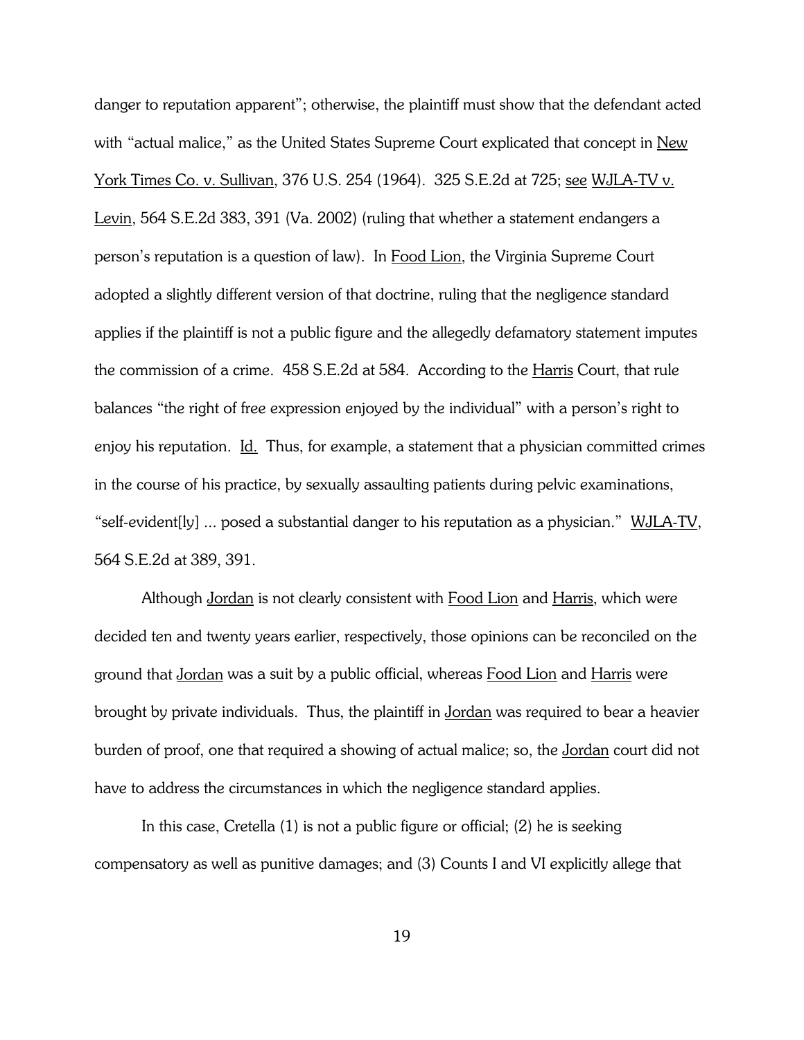danger to reputation apparent"; otherwise, the plaintiff must show that the defendant acted with "actual malice," as the United States Supreme Court explicated that concept in New York Times Co. v. Sullivan, 376 U.S. 254 (1964). 325 S.E.2d at 725; see WJLA-TV v. Levin, 564 S.E.2d 383, 391 (Va. 2002) (ruling that whether a statement endangers a person's reputation is a question of law). In Food Lion, the Virginia Supreme Court adopted a slightly different version of that doctrine, ruling that the negligence standard applies if the plaintiff is not a public figure and the allegedly defamatory statement imputes the commission of a crime. 458 S.E.2d at 584. According to the Harris Court, that rule balances "the right of free expression enjoyed by the individual" with a person's right to enjoy his reputation. Id. Thus, for example, a statement that a physician committed crimes in the course of his practice, by sexually assaulting patients during pelvic examinations, "self-evident[ly] ... posed a substantial danger to his reputation as a physician." WJLA-TV, 564 S.E.2d at 389, 391.

Although Jordan is not clearly consistent with Food Lion and Harris, which were decided ten and twenty years earlier, respectively, those opinions can be reconciled on the ground that Jordan was a suit by a public official, whereas Food Lion and Harris were brought by private individuals. Thus, the plaintiff in Jordan was required to bear a heavier burden of proof, one that required a showing of actual malice; so, the Jordan court did not have to address the circumstances in which the negligence standard applies.

In this case, Cretella (1) is not a public figure or official; (2) he is seeking compensatory as well as punitive damages; and (3) Counts I and VI explicitly allege that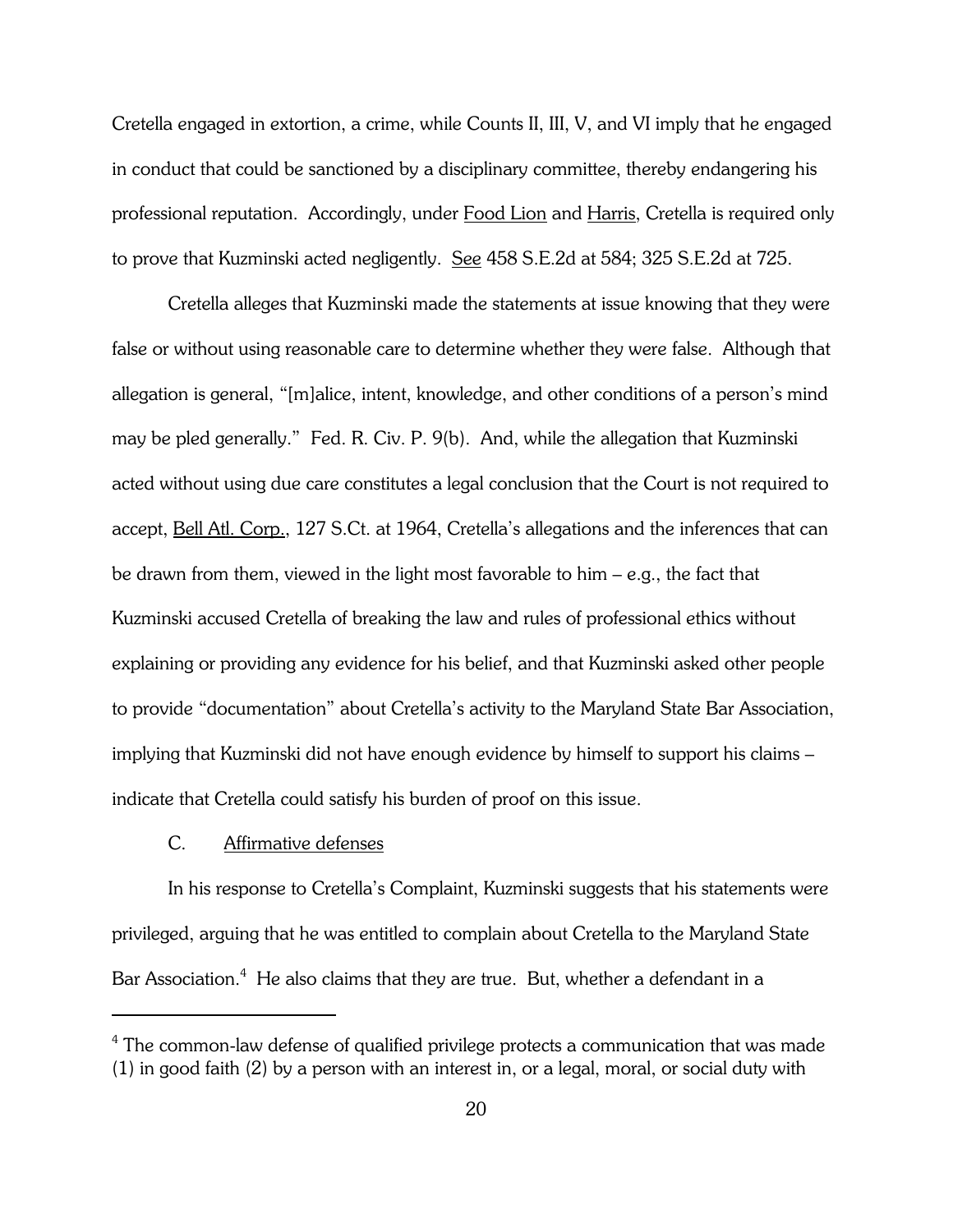Cretella engaged in extortion, a crime, while Counts II, III, V, and VI imply that he engaged in conduct that could be sanctioned by a disciplinary committee, thereby endangering his professional reputation. Accordingly, under Food Lion and Harris, Cretella is required only to prove that Kuzminski acted negligently. See 458 S.E.2d at 584; 325 S.E.2d at 725.

Cretella alleges that Kuzminski made the statements at issue knowing that they were false or without using reasonable care to determine whether they were false. Although that allegation is general, "[m]alice, intent, knowledge, and other conditions of a person's mind may be pled generally." Fed. R. Civ. P. 9(b). And, while the allegation that Kuzminski acted without using due care constitutes a legal conclusion that the Court is not required to accept, Bell Atl. Corp., 127 S.Ct. at 1964, Cretella's allegations and the inferences that can be drawn from them, viewed in the light most favorable to him – e.g., the fact that Kuzminski accused Cretella of breaking the law and rules of professional ethics without explaining or providing any evidence for his belief, and that Kuzminski asked other people to provide "documentation" about Cretella's activity to the Maryland State Bar Association, implying that Kuzminski did not have enough evidence by himself to support his claims – indicate that Cretella could satisfy his burden of proof on this issue.

C. Affirmative defenses

In his response to Cretella's Complaint, Kuzminski suggests that his statements were privileged, arguing that he was entitled to complain about Cretella to the Maryland State Bar Association.[4] He also claims that they are true. But, whether a defendant in a

[4] The common-law defense of qualified privilege protects a communication that was made (1) in good faith (2) by a person with an interest in, or a legal, moral, or social duty with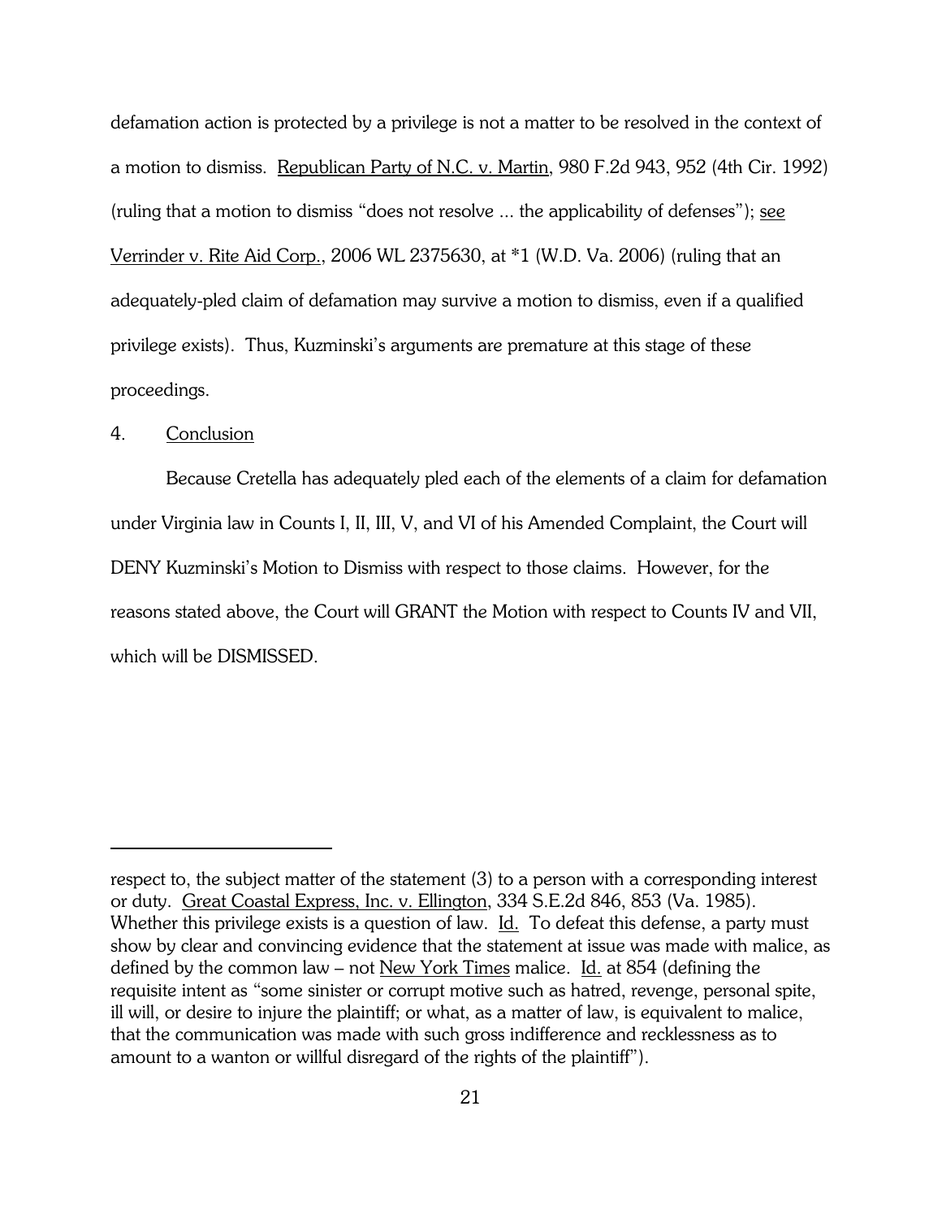defamation action is protected by a privilege is not a matter to be resolved in the context of a motion to dismiss. Republican Party of N.C. v. Martin, 980 F.2d 943, 952 (4th Cir. 1992) (ruling that a motion to dismiss "does not resolve ... the applicability of defenses"); see Verrinder v. Rite Aid Corp., 2006 WL 2375630, at *1 (W.D. Va. 2006) (ruling that an adequately-pled claim of defamation may survive a motion to dismiss, even if a qualified privilege exists). Thus, Kuzminski's arguments are premature at this stage of these proceedings.

4. Conclusion

Because Cretella has adequately pled each of the elements of a claim for defamation under Virginia law in Counts I, II, III, V, and VI of his Amended Complaint, the Court will DENY Kuzminski's Motion to Dismiss with respect to those claims. However, for the reasons stated above, the Court will GRANT the Motion with respect to Counts IV and VII, which will be DISMISSED.

---

respect to, the subject matter of the statement (3) to a person with a corresponding interest or duty. Great Coastal Express, Inc. v. Ellington, 334 S.E.2d 846, 853 (Va. 1985). Whether this privilege exists is a question of law. Id. To defeat this defense, a party must show by clear and convincing evidence that the statement at issue was made with malice, as defined by the common law – not New York Times malice. Id. at 854 (defining the requisite intent as "some sinister or corrupt motive such as hatred, revenge, personal spite, ill will, or desire to injure the plaintiff; or what, as a matter of law, is equivalent to malice, that the communication was made with such gross indifference and recklessness as to amount to a wanton or willful disregard of the rights of the plaintiff").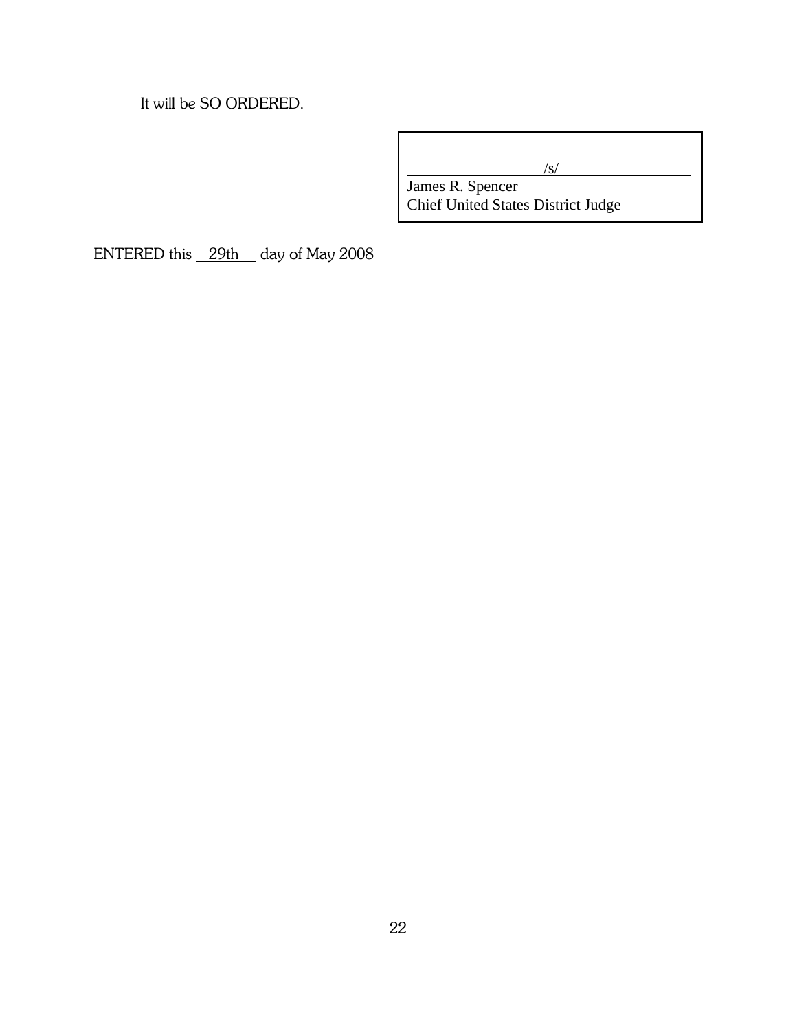It will be SO ORDERED.

/s/
James R. Spencer
Chief United States District Judge

ENTERED this 29th day of May 2008